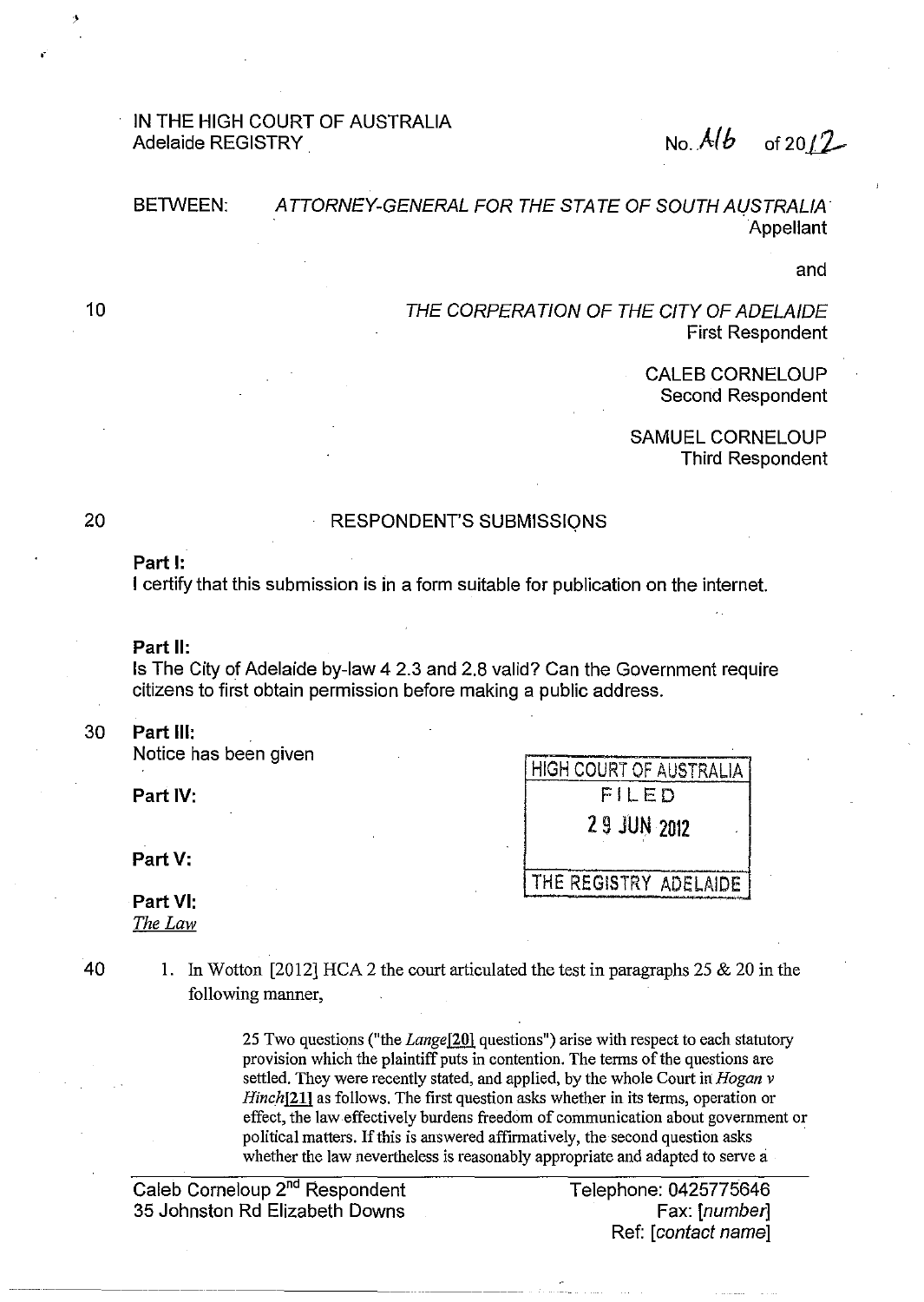IN THE HIGH COURT OF AUSTRALIA
Adelaide REGISTRY

No. A16 of 2012

BETWEEN: *ATTORNEY-GENERAL FOR THE STATE OF SOUTH AUSTRALIA*
Appellant

and

*THE CORPERATION OF THE CITY OF ADELAIDE*
First Respondent

CALEB CORNELOUP
Second Respondent

SAMUEL CORNELOUP
Third Respondent

HIGH COURT OF AUSTRALIA
FILED
29 JUN 2012
THE REGISTRY ADELAIDE

## RESPONDENT'S SUBMISSIONS

**Part I:**
I certify that this submission is in a form suitable for publication on the internet.

**Part II:**
Is The City of Adelaide by-law 4 2.3 and 2.8 valid? Can the Government require citizens to first obtain permission before making a public address.

**Part III:**
Notice has been given

**Part IV:**

**Part V:**

**Part VI:**
*The Law*

1. In Wotton [2012] HCA 2 the court articulated the test in paragraphs 25 & 20 in the following manner,

> 25 Two questions ("the *Lange*[20] questions") arise with respect to each statutory provision which the plaintiff puts in contention. The terms of the questions are settled. They were recently stated, and applied, by the whole Court in *Hogan v Hinch*[21] as follows. The first question asks whether in its terms, operation or effect, the law effectively burdens freedom of communication about government or political matters. If this is answered affirmatively, the second question asks whether the law nevertheless is reasonably appropriate and adapted to serve a

Caleb Corneloup 2[nd] Respondent
35 Johnston Rd Elizabeth Downs

Telephone: 0425775646
Fax: [number]
Ref: [contact name]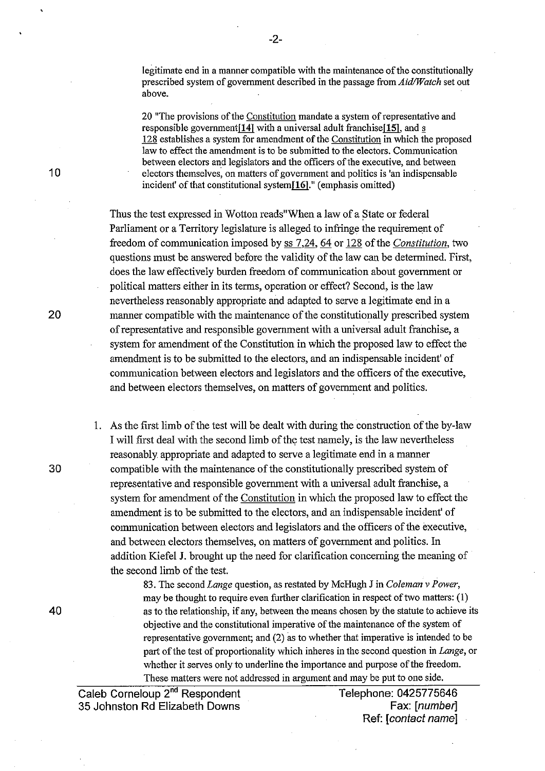legitimate end in a manner compatible with the maintenance of the constitutionally prescribed system of government described in the passage from *Aid/Watch* set out above.

> 20 "The provisions of the Constitution mandate a system of representative and responsible government[14] with a universal adult franchise[15], and s 128 establishes a system for amendment of the Constitution in which the proposed law to effect the amendment is to be submitted to the electors. Communication between electors and legislators and the officers of the executive, and between electors themselves, on matters of government and politics is 'an indispensable incident' of that constitutional system[16]." (emphasis omitted)

Thus the test expressed in Wotton reads"When a law of a State or federal Parliament or a Territory legislature is alleged to infringe the requirement of freedom of communication imposed by ss 7,24, 64 or 128 of the *Constitution*, two questions must be answered before the validity of the law can be determined. First, does the law effectively burden freedom of communication about government or political matters either in its terms, operation or effect? Second, is the law nevertheless reasonably appropriate and adapted to serve a legitimate end in a manner compatible with the maintenance of the constitutionally prescribed system of representative and responsible government with a universal adult franchise, a system for amendment of the Constitution in which the proposed law to effect the amendment is to be submitted to the electors, and an indispensable incident' of communication between electors and legislators and the officers of the executive, and between electors themselves, on matters of government and politics.

1. As the first limb of the test will be dealt with during the construction of the by-law I will first deal with the second limb of the test namely, is the law nevertheless reasonably appropriate and adapted to serve a legitimate end in a manner compatible with the maintenance of the constitutionally prescribed system of representative and responsible government with a universal adult franchise, a system for amendment of the Constitution in which the proposed law to effect the amendment is to be submitted to the electors, and an indispensable incident' of communication between electors and legislators and the officers of the executive, and between electors themselves, on matters of government and politics. In addition Kiefel J. brought up the need for clarification concerning the meaning of the second limb of the test.

> 83. The second *Lange* question, as restated by McHugh J in *Coleman v Power*, may be thought to require even further clarification in respect of two matters: (1) as to the relationship, if any, between the means chosen by the statute to achieve its objective and the constitutional imperative of the maintenance of the system of representative government; and (2) as to whether that imperative is intended to be part of the test of proportionality which inheres in the second question in *Lange*, or whether it serves only to underline the importance and purpose of the freedom. These matters were not addressed in argument and may be put to one side.

Caleb Corneloup 2nd Respondent
35 Johnston Rd Elizabeth Downs

Telephone: 0425775646
Fax: [number]
Ref: [contact name]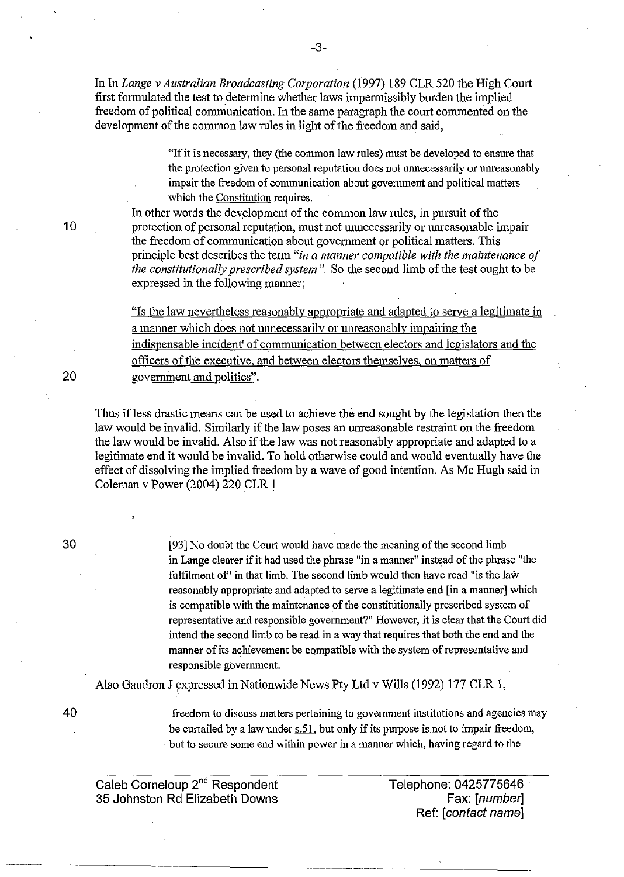In In *Lange v Australian Broadcasting Corporation* (1997) 189 CLR 520 the High Court first formulated the test to determine whether laws impermissibly burden the implied freedom of political communication. In the same paragraph the court commented on the development of the common law rules in light of the freedom and said,

> "If it is necessary, they (the common law rules) must be developed to ensure that the protection given to personal reputation does not unnecessarily or unreasonably impair the freedom of communication about government and political matters which the Constitution requires.

In other words the development of the common law rules, in pursuit of the protection of personal reputation, must not unnecessarily or unreasonable impair the freedom of communication about government or political matters. This principle best describes the term *"in a manner compatible with the maintenance of the constitutionally prescribed system"*. So the second limb of the test ought to be expressed in the following manner;

> <u>"Is the law nevertheless reasonably appropriate and adapted to serve a legitimate in a manner which does not unnecessarily or unreasonably impairing the indispensable incident' of communication between electors and legislators and the officers of the executive, and between electors themselves, on matters of government and politics".</u>

Thus if less drastic means can be used to achieve the end sought by the legislation then the law would be invalid. Similarly if the law poses an unreasonable restraint on the freedom the law would be invalid. Also if the law was not reasonably appropriate and adapted to a legitimate end it would be invalid. To hold otherwise could and would eventually have the effect of dissolving the implied freedom by a wave of good intention. As Mc Hugh said in Coleman v Power (2004) 220 CLR 1

> [93] No doubt the Court would have made the meaning of the second limb in Lange clearer if it had used the phrase "in a manner" instead of the phrase "the fulfilment of" in that limb. The second limb would then have read "is the law reasonably appropriate and adapted to serve a legitimate end [in a manner] which is compatible with the maintenance of the constitutionally prescribed system of representative and responsible government?" However, it is clear that the Court did intend the second limb to be read in a way that requires that both the end and the manner of its achievement be compatible with the system of representative and responsible government.

Also Gaudron J expressed in Nationwide News Pty Ltd v Wills (1992) 177 CLR 1,

> freedom to discuss matters pertaining to government institutions and agencies may be curtailed by a law under s.51, but only if its purpose is not to impair freedom, but to secure some end within power in a manner which, having regard to the

Caleb Corneloup 2nd Respondent
35 Johnston Rd Elizabeth Downs

Telephone: 0425775646
Fax: [number]
Ref: [contact name]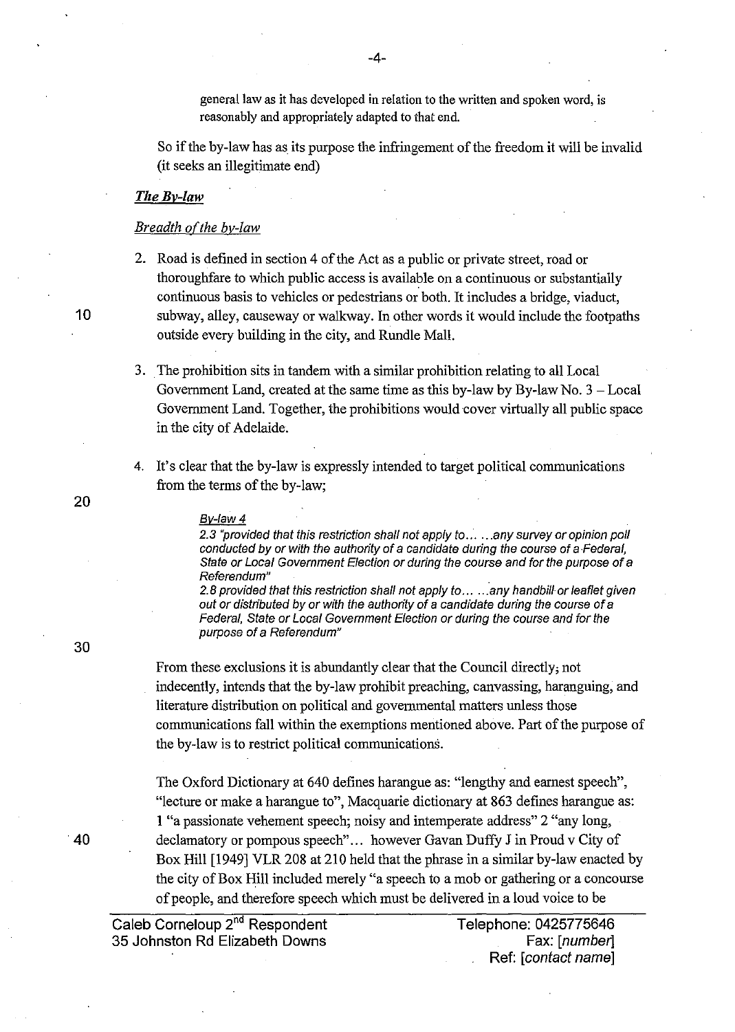general law as it has developed in relation to the written and spoken word, is reasonably and appropriately adapted to that end.

So if the by-law has as its purpose the infringement of the freedom it will be invalid (it seeks an illegitimate end)

### *The By-law*

#### *Breadth of the by-law*

2. Road is defined in section 4 of the Act as a public or private street, road or thoroughfare to which public access is available on a continuous or substantially continuous basis to vehicles or pedestrians or both. It includes a bridge, viaduct, subway, alley, causeway or walkway. In other words it would include the footpaths outside every building in the city, and Rundle Mall.

3. The prohibition sits in tandem with a similar prohibition relating to all Local Government Land, created at the same time as this by-law by By-law No. 3 – Local Government Land. Together, the prohibitions would cover virtually all public space in the city of Adelaide.

4. It's clear that the by-law is expressly intended to target political communications from the terms of the by-law;

> By-law 4
>
> *2.3 "provided that this restriction shall not apply to… …any survey or opinion poll conducted by or with the authority of a candidate during the course of a Federal, State or Local Government Election or during the course and for the purpose of a Referendum"*
>
> *2.8 provided that this restriction shall not apply to… …any handbill or leaflet given out or distributed by or with the authority of a candidate during the course of a Federal, State or Local Government Election or during the course and for the purpose of a Referendum"*

From these exclusions it is abundantly clear that the Council directly, not indecently, intends that the by-law prohibit preaching, canvassing, haranguing, and literature distribution on political and governmental matters unless those communications fall within the exemptions mentioned above. Part of the purpose of the by-law is to restrict political communications.

The Oxford Dictionary at 640 defines harangue as: "lengthy and earnest speech", "lecture or make a harangue to", Macquarie dictionary at 863 defines harangue as: 1 "a passionate vehement speech; noisy and intemperate address" 2 "any long, declamatory or pompous speech"… however Gavan Duffy J in Proud v City of Box Hill [1949] VLR 208 at 210 held that the phrase in a similar by-law enacted by the city of Box Hill included merely "a speech to a mob or gathering or a concourse of people, and therefore speech which must be delivered in a loud voice to be

Caleb Corneloup 2nd Respondent
35 Johnston Rd Elizabeth Downs

Telephone: 0425775646
Fax: [number]
Ref: [contact name]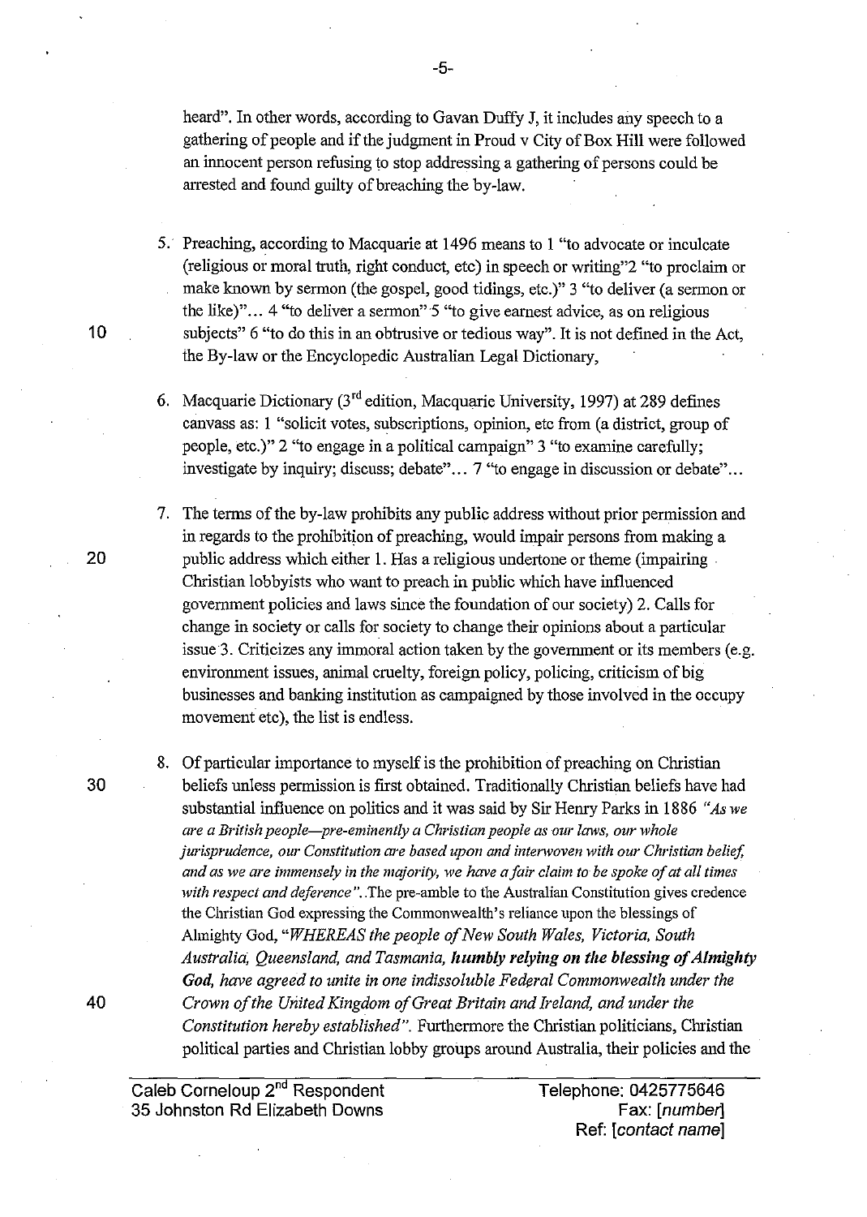heard". In other words, according to Gavan Duffy J, it includes any speech to a gathering of people and if the judgment in Proud v City of Box Hill were followed an innocent person refusing to stop addressing a gathering of persons could be arrested and found guilty of breaching the by-law.

5. Preaching, according to Macquarie at 1496 means to 1 "to advocate or inculcate (religious or moral truth, right conduct, etc) in speech or writing"2 "to proclaim or make known by sermon (the gospel, good tidings, etc.)" 3 "to deliver (a sermon or the like)"... 4 "to deliver a sermon" 5 "to give earnest advice, as on religious subjects" 6 "to do this in an obtrusive or tedious way". It is not defined in the Act, the By-law or the Encyclopedic Australian Legal Dictionary,

6. Macquarie Dictionary (3rd edition, Macquarie University, 1997) at 289 defines canvass as: 1 "solicit votes, subscriptions, opinion, etc from (a district, group of people, etc.)" 2 "to engage in a political campaign" 3 "to examine carefully; investigate by inquiry; discuss; debate"... 7 "to engage in discussion or debate"...

7. The terms of the by-law prohibits any public address without prior permission and in regards to the prohibition of preaching, would impair persons from making a public address which either 1. Has a religious undertone or theme (impairing Christian lobbyists who want to preach in public which have influenced government policies and laws since the foundation of our society) 2. Calls for change in society or calls for society to change their opinions about a particular issue 3. Criticizes any immoral action taken by the government or its members (e.g. environment issues, animal cruelty, foreign policy, policing, criticism of big businesses and banking institution as campaigned by those involved in the occupy movement etc), the list is endless.

8. Of particular importance to myself is the prohibition of preaching on Christian beliefs unless permission is first obtained. Traditionally Christian beliefs have had substantial influence on politics and it was said by Sir Henry Parks in 1886 *"As we are a British people—pre-eminently a Christian people as our laws, our whole jurisprudence, our Constitution are based upon and interwoven with our Christian belief, and as we are immensely in the majority, we have a fair claim to be spoke of at all times with respect and deference"*. The pre-amble to the Australian Constitution gives credence the Christian God expressing the Commonwealth's reliance upon the blessings of Almighty God, *"WHEREAS the people of New South Wales, Victoria, South Australia, Queensland, and Tasmania, **humbly relying on the blessing of Almighty God**, have agreed to unite in one indissoluble Federal Commonwealth under the Crown of the United Kingdom of Great Britain and Ireland, and under the Constitution hereby established"*. Furthermore the Christian politicians, Christian political parties and Christian lobby groups around Australia, their policies and the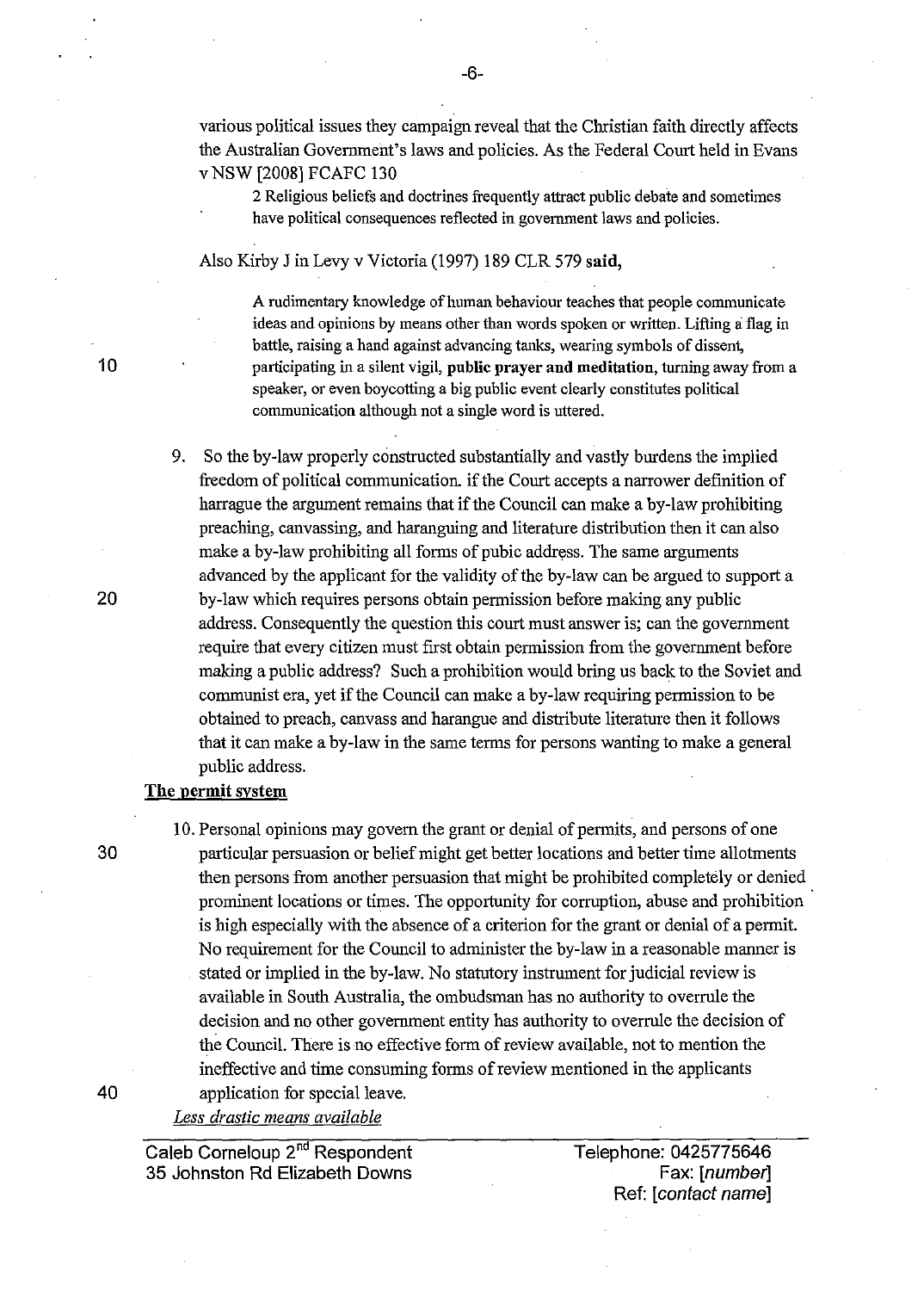various political issues they campaign reveal that the Christian faith directly affects the Australian Government's laws and policies. As the Federal Court held in Evans v NSW [2008] FCAFC 130

> 2 Religious beliefs and doctrines frequently attract public debate and sometimes have political consequences reflected in government laws and policies.

Also Kirby J in Levy v Victoria (1997) 189 CLR 579 **said,**

> A rudimentary knowledge of human behaviour teaches that people communicate ideas and opinions by means other than words spoken or written. Lifting a flag in battle, raising a hand against advancing tanks, wearing symbols of dissent, participating in a silent vigil, **public prayer and meditation**, turning away from a speaker, or even boycotting a big public event clearly constitutes political communication although not a single word is uttered.

9. So the by-law properly constructed substantially and vastly burdens the implied freedom of political communication. if the Court accepts a narrower definition of harrague the argument remains that if the Council can make a by-law prohibiting preaching, canvassing, and haranguing and literature distribution then it can also make a by-law prohibiting all forms of pubic address. The same arguments advanced by the applicant for the validity of the by-law can be argued to support a by-law which requires persons obtain permission before making any public address. Consequently the question this court must answer is; can the government require that every citizen must first obtain permission from the government before making a public address? Such a prohibition would bring us back to the Soviet and communist era, yet if the Council can make a by-law requiring permission to be obtained to preach, canvass and harangue and distribute literature then it follows that it can make a by-law in the same terms for persons wanting to make a general public address.

**The permit system**

10. Personal opinions may govern the grant or denial of permits, and persons of one particular persuasion or belief might get better locations and better time allotments then persons from another persuasion that might be prohibited completely or denied prominent locations or times. The opportunity for corruption, abuse and prohibition is high especially with the absence of a criterion for the grant or denial of a permit. No requirement for the Council to administer the by-law in a reasonable manner is stated or implied in the by-law. No statutory instrument for judicial review is available in South Australia, the ombudsman has no authority to overrule the decision and no other government entity has authority to overrule the decision of the Council. There is no effective form of review available, not to mention the ineffective and time consuming forms of review mentioned in the applicants application for special leave.

*Less drastic means available*

Caleb Corneloup 2nd Respondent
35 Johnston Rd Elizabeth Downs

Telephone: 0425775646
Fax: [number]
Ref: [contact name]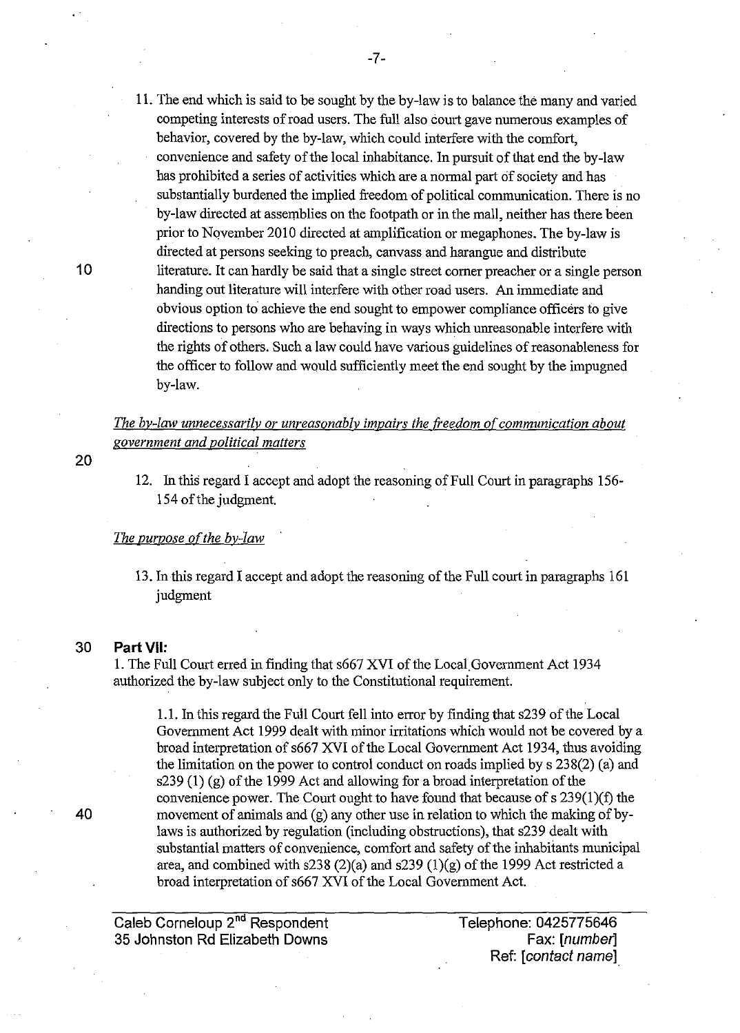11. The end which is said to be sought by the by-law is to balance the many and varied competing interests of road users. The full also court gave numerous examples of behavior, covered by the by-law, which could interfere with the comfort, convenience and safety of the local inhabitance. In pursuit of that end the by-law has prohibited a series of activities which are a normal part of society and has substantially burdened the implied freedom of political communication. There is no by-law directed at assemblies on the footpath or in the mall, neither has there been prior to November 2010 directed at amplification or megaphones. The by-law is directed at persons seeking to preach, canvass and harangue and distribute literature. It can hardly be said that a single street corner preacher or a single person handing out literature will interfere with other road users. An immediate and obvious option to achieve the end sought to empower compliance officers to give directions to persons who are behaving in ways which unreasonable interfere with the rights of others. Such a law could have various guidelines of reasonableness for the officer to follow and would sufficiently meet the end sought by the impugned by-law.

*The by-law unnecessarily or unreasonably impairs the freedom of communication about government and political matters*

12. In this regard I accept and adopt the reasoning of Full Court in paragraphs 156-154 of the judgment.

*The purpose of the by-law*

13. In this regard I accept and adopt the reasoning of the Full court in paragraphs 161 judgment

**Part VII:**

1. The Full Court erred in finding that s667 XVI of the Local Government Act 1934 authorized the by-law subject only to the Constitutional requirement.

   1.1. In this regard the Full Court fell into error by finding that s239 of the Local Government Act 1999 dealt with minor irritations which would not be covered by a broad interpretation of s667 XVI of the Local Government Act 1934, thus avoiding the limitation on the power to control conduct on roads implied by s 238(2) (a) and s239 (1) (g) of the 1999 Act and allowing for a broad interpretation of the convenience power. The Court ought to have found that because of s 239(1)(f) the movement of animals and (g) any other use in relation to which the making of by-laws is authorized by regulation (including obstructions), that s239 dealt with substantial matters of convenience, comfort and safety of the inhabitants municipal area, and combined with s238 (2)(a) and s239 (1)(g) of the 1999 Act restricted a broad interpretation of s667 XVI of the Local Government Act.

Caleb Corneloup 2nd Respondent
35 Johnston Rd Elizabeth Downs

Telephone: 0425775646
Fax: [number]
Ref: [contact name]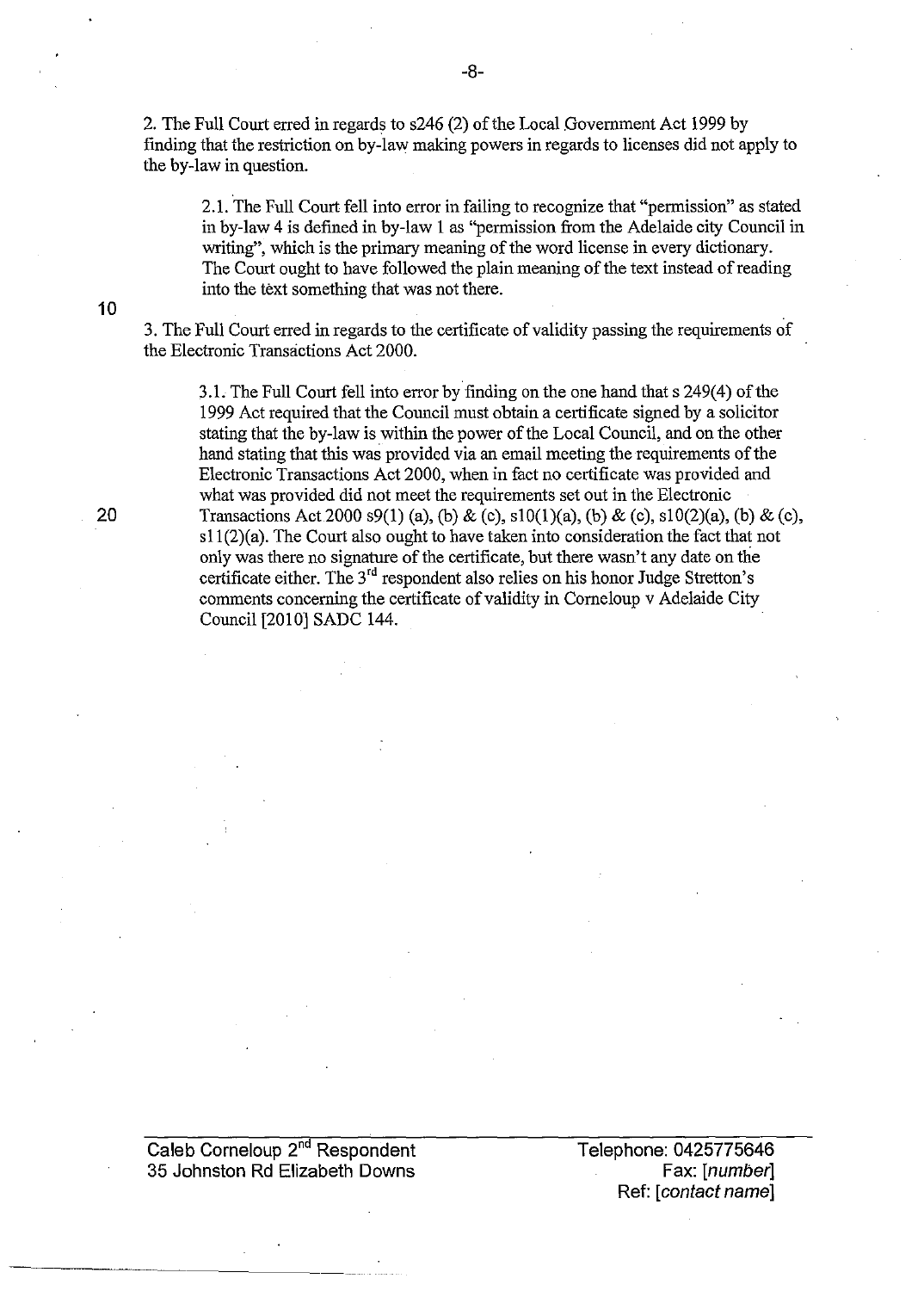2. The Full Court erred in regards to s246 (2) of the Local Government Act 1999 by finding that the restriction on by-law making powers in regards to licenses did not apply to the by-law in question.

> 2.1. The Full Court fell into error in failing to recognize that "permission" as stated in by-law 4 is defined in by-law 1 as "permission from the Adelaide city Council in writing", which is the primary meaning of the word license in every dictionary. The Court ought to have followed the plain meaning of the text instead of reading into the text something that was not there.

3. The Full Court erred in regards to the certificate of validity passing the requirements of the Electronic Transactions Act 2000.

> 3.1. The Full Court fell into error by finding on the one hand that s 249(4) of the 1999 Act required that the Council must obtain a certificate signed by a solicitor stating that the by-law is within the power of the Local Council, and on the other hand stating that this was provided via an email meeting the requirements of the Electronic Transactions Act 2000, when in fact no certificate was provided and what was provided did not meet the requirements set out in the Electronic Transactions Act 2000 s9(1) (a), (b) & (c), s10(1)(a), (b) & (c), s10(2)(a), (b) & (c), s11(2)(a). The Court also ought to have taken into consideration the fact that not only was there no signature of the certificate, but there wasn't any date on the certificate either. The 3rd respondent also relies on his honor Judge Stretton's comments concerning the certificate of validity in Corneloup v Adelaide City Council [2010] SADC 144.

Caleb Corneloup 2nd Respondent
35 Johnston Rd Elizabeth Downs

Telephone: 0425775646
Fax: [number]
Ref: [contact name]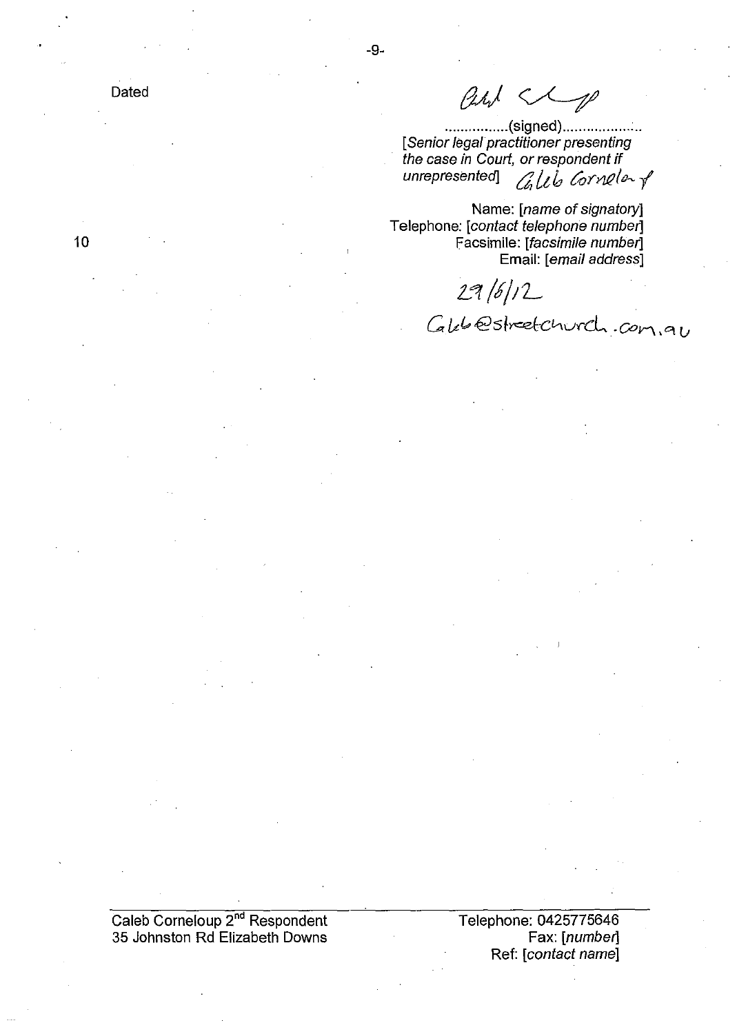Dated

................(signed)....................
*[Senior legal practitioner presenting the case in Court, or respondent if unrepresented]* Caleb Corneloup

Name: *[name of signatory]*
Telephone: *[contact telephone number]*
Facsimile: *[facsimile number]*
Email: *[email address]*

29/6/12

Caleb@streetchurch.com.au

---

Caleb Corneloup 2[nd] Respondent
35 Johnston Rd Elizabeth Downs

Telephone: 0425775646
Fax: *[number]*
Ref: *[contact name]*